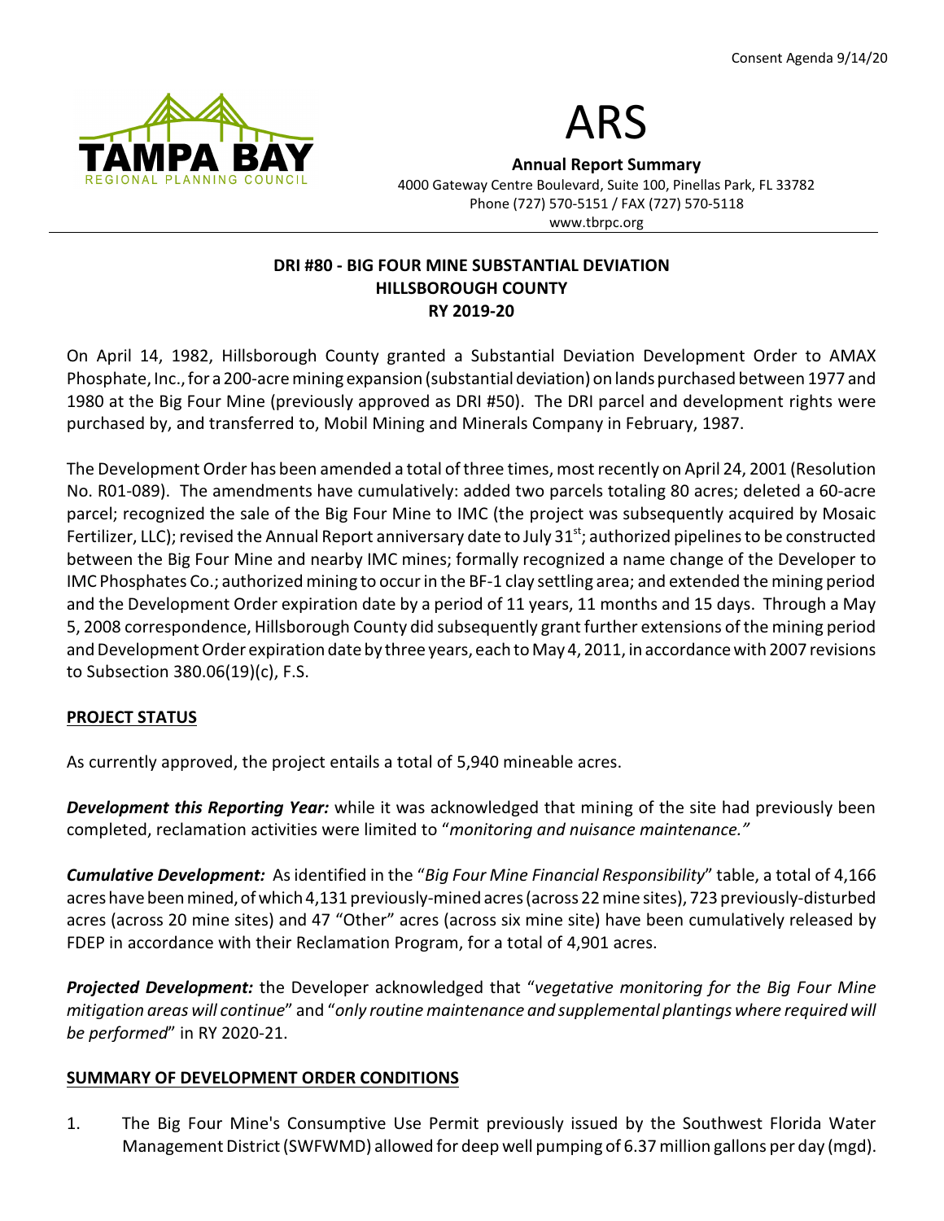Consent Agenda 9/14/20

TAMPA BAY REGIONAL PLANNING COUNCIL

# ARS

**Annual Report Summary**
4000 Gateway Centre Boulevard, Suite 100, Pinellas Park, FL 33782
Phone (727) 570-5151 / FAX (727) 570-5118
www.tbrpc.org

## DRI #80 - BIG FOUR MINE SUBSTANTIAL DEVIATION HILLSBOROUGH COUNTY RY 2019-20

On April 14, 1982, Hillsborough County granted a Substantial Deviation Development Order to AMAX Phosphate, Inc., for a 200-acre mining expansion (substantial deviation) on lands purchased between 1977 and 1980 at the Big Four Mine (previously approved as DRI #50). The DRI parcel and development rights were purchased by, and transferred to, Mobil Mining and Minerals Company in February, 1987.

The Development Order has been amended a total of three times, most recently on April 24, 2001 (Resolution No. R01-089). The amendments have cumulatively: added two parcels totaling 80 acres; deleted a 60-acre parcel; recognized the sale of the Big Four Mine to IMC (the project was subsequently acquired by Mosaic Fertilizer, LLC); revised the Annual Report anniversary date to July 31st; authorized pipelines to be constructed between the Big Four Mine and nearby IMC mines; formally recognized a name change of the Developer to IMC Phosphates Co.; authorized mining to occur in the BF-1 clay settling area; and extended the mining period and the Development Order expiration date by a period of 11 years, 11 months and 15 days. Through a May 5, 2008 correspondence, Hillsborough County did subsequently grant further extensions of the mining period and Development Order expiration date by three years, each to May 4, 2011, in accordance with 2007 revisions to Subsection 380.06(19)(c), F.S.

### PROJECT STATUS

As currently approved, the project entails a total of 5,940 mineable acres.

***Development this Reporting Year:*** while it was acknowledged that mining of the site had previously been completed, reclamation activities were limited to "*monitoring and nuisance maintenance.*"

***Cumulative Development:*** As identified in the "*Big Four Mine Financial Responsibility*" table, a total of 4,166 acres have been mined, of which 4,131 previously-mined acres (across 22 mine sites), 723 previously-disturbed acres (across 20 mine sites) and 47 "Other" acres (across six mine site) have been cumulatively released by FDEP in accordance with their Reclamation Program, for a total of 4,901 acres.

***Projected Development:*** the Developer acknowledged that "*vegetative monitoring for the Big Four Mine mitigation areas will continue*" and "*only routine maintenance and supplemental plantings where required will be performed*" in RY 2020-21.

### SUMMARY OF DEVELOPMENT ORDER CONDITIONS

1. The Big Four Mine's Consumptive Use Permit previously issued by the Southwest Florida Water Management District (SWFWMD) allowed for deep well pumping of 6.37 million gallons per day (mgd).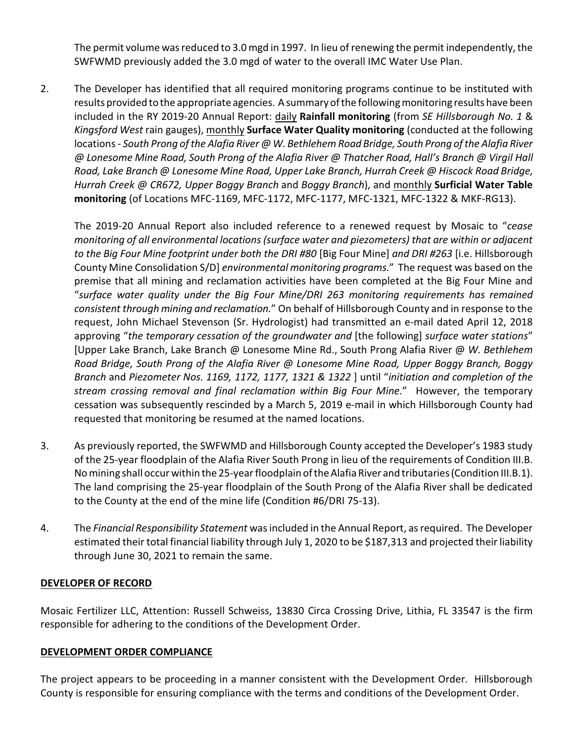The permit volume was reduced to 3.0 mgd in 1997. In lieu of renewing the permit independently, the SWFWMD previously added the 3.0 mgd of water to the overall IMC Water Use Plan.

2. The Developer has identified that all required monitoring programs continue to be instituted with results provided to the appropriate agencies. A summary of the following monitoring results have been included in the RY 2019-20 Annual Report: daily **Rainfall monitoring** (from *SE Hillsborough No. 1* & *Kingsford West* rain gauges), monthly **Surface Water Quality monitoring** (conducted at the following locations - *South Prong of the Alafia River @ W. Bethlehem Road Bridge, South Prong of the Alafia River @ Lonesome Mine Road, South Prong of the Alafia River @ Thatcher Road, Hall's Branch @ Virgil Hall Road, Lake Branch @ Lonesome Mine Road, Upper Lake Branch, Hurrah Creek @ Hiscock Road Bridge, Hurrah Creek @ CR672, Upper Boggy Branch* and *Boggy Branch*), and monthly **Surficial Water Table monitoring** (of Locations MFC-1169, MFC-1172, MFC-1177, MFC-1321, MFC-1322 & MKF-RG13).

   The 2019-20 Annual Report also included reference to a renewed request by Mosaic to "*cease monitoring of all environmental locations (surface water and piezometers) that are within or adjacent to the Big Four Mine footprint under both the DRI #80* [Big Four Mine] *and DRI #263* [i.e. Hillsborough County Mine Consolidation S/D] *environmental monitoring programs.*" The request was based on the premise that all mining and reclamation activities have been completed at the Big Four Mine and "*surface water quality under the Big Four Mine/DRI 263 monitoring requirements has remained consistent through mining and reclamation.*" On behalf of Hillsborough County and in response to the request, John Michael Stevenson (Sr. Hydrologist) had transmitted an e-mail dated April 12, 2018 approving "*the temporary cessation of the groundwater and* [the following] *surface water stations*" [Upper Lake Branch, Lake Branch @ Lonesome Mine Rd., South Prong Alafia River @ *W. Bethlehem Road Bridge, South Prong of the Alafia River @ Lonesome Mine Road, Upper Boggy Branch, Boggy Branch* and *Piezometer Nos. 1169, 1172, 1177, 1321 & 1322* ] until "*initiation and completion of the stream crossing removal and final reclamation within Big Four Mine.*" However, the temporary cessation was subsequently rescinded by a March 5, 2019 e-mail in which Hillsborough County had requested that monitoring be resumed at the named locations.

3. As previously reported, the SWFWMD and Hillsborough County accepted the Developer's 1983 study of the 25-year floodplain of the Alafia River South Prong in lieu of the requirements of Condition III.B. No mining shall occur within the 25-year floodplain of the Alafia River and tributaries (Condition III.B.1). The land comprising the 25-year floodplain of the South Prong of the Alafia River shall be dedicated to the County at the end of the mine life (Condition #6/DRI 75-13).

4. The *Financial Responsibility Statement* was included in the Annual Report, as required. The Developer estimated their total financial liability through July 1, 2020 to be $187,313 and projected their liability through June 30, 2021 to remain the same.

**DEVELOPER OF RECORD**

Mosaic Fertilizer LLC, Attention: Russell Schweiss, 13830 Circa Crossing Drive, Lithia, FL 33547 is the firm responsible for adhering to the conditions of the Development Order.

**DEVELOPMENT ORDER COMPLIANCE**

The project appears to be proceeding in a manner consistent with the Development Order. Hillsborough County is responsible for ensuring compliance with the terms and conditions of the Development Order.